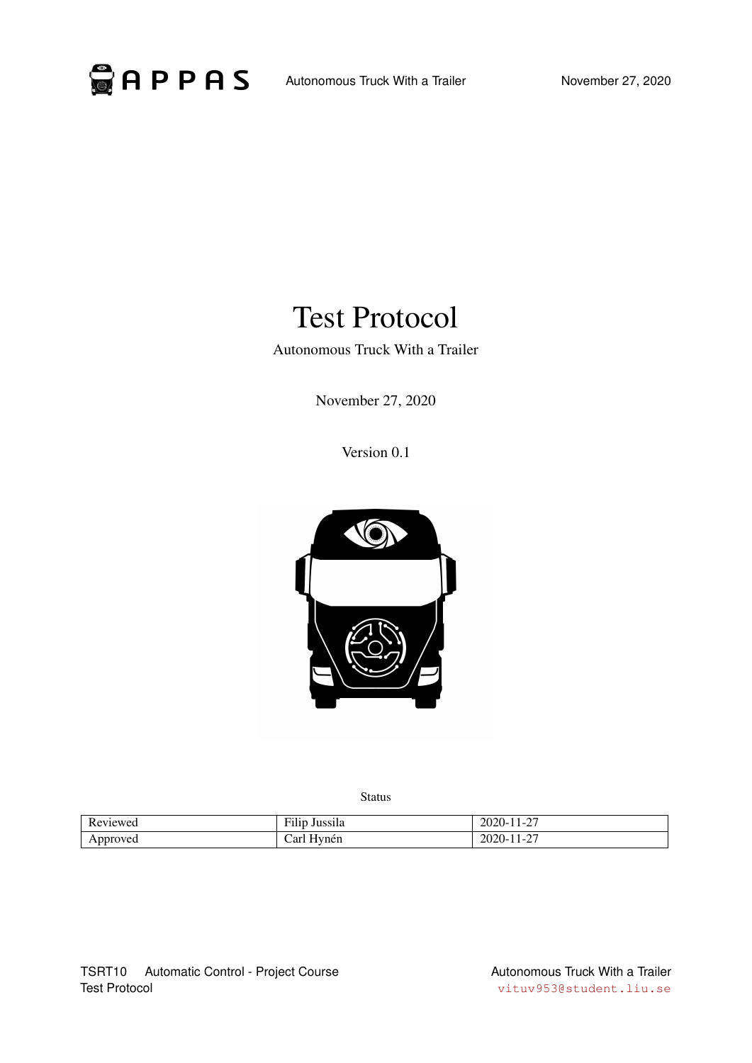# Test Protocol

Autonomous Truck With a Trailer

November 27, 2020

Version 0.1

Status

| Reviewed | Filip Jussila | 2020-11-27 |
|---|---|---|
| Approved | Carl Hynén | 2020-11-27 |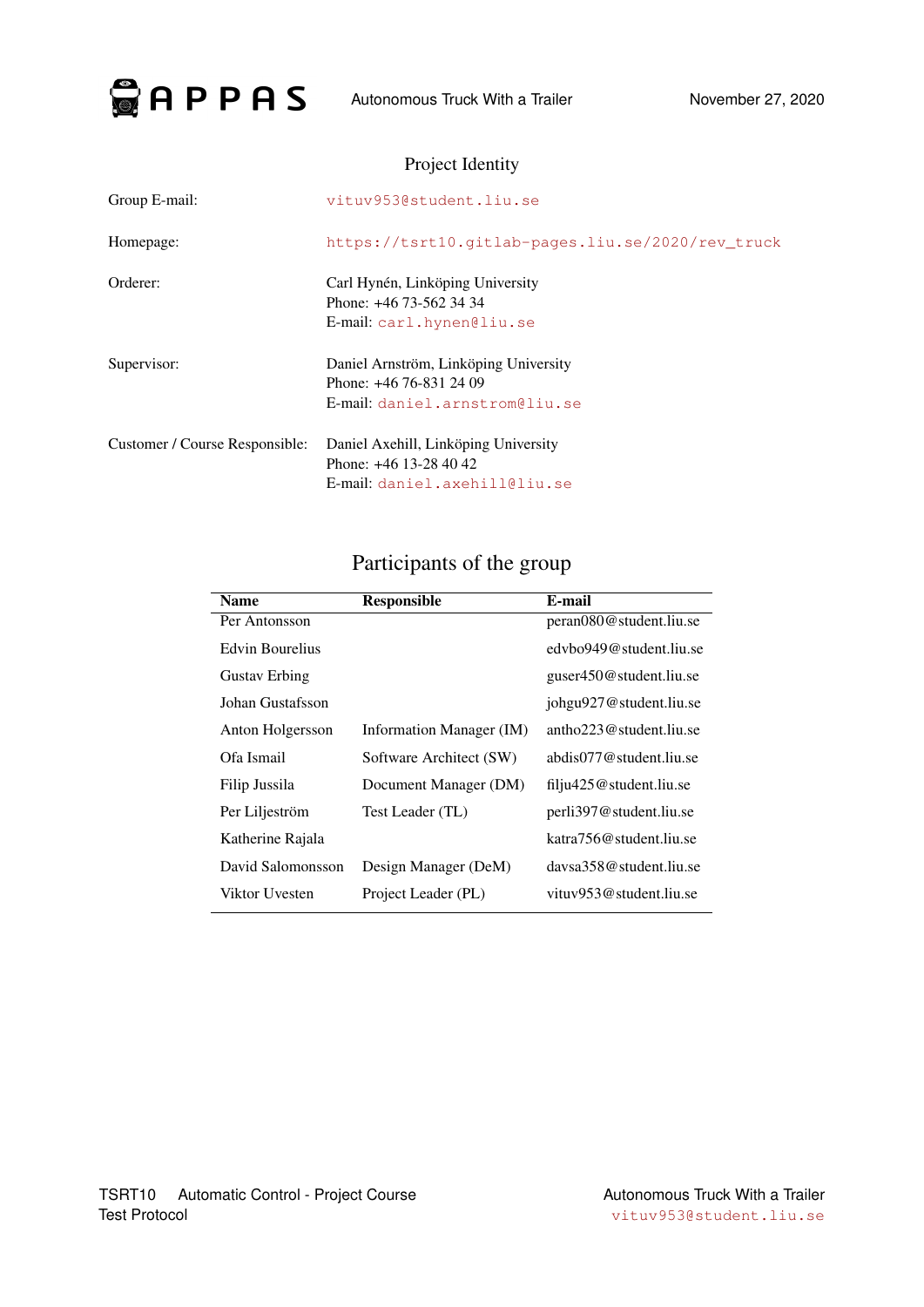## Project Identity

| | |
|---|---|
| Group E-mail: | vituv953@student.liu.se |
| Homepage: | https://tsrt10.gitlab-pages.liu.se/2020/rev_truck |
| Orderer: | Carl Hynén, Linköping University<br>Phone: +46 73-562 34 34<br>E-mail: carl.hynen@liu.se |
| Supervisor: | Daniel Arnström, Linköping University<br>Phone: +46 76-831 24 09<br>E-mail: daniel.arnstrom@liu.se |
| Customer / Course Responsible: | Daniel Axehill, Linköping University<br>Phone: +46 13-28 40 42<br>E-mail: daniel.axehill@liu.se |

## Participants of the group

| Name | Responsible | E-mail |
|---|---|---|
| Per Antonsson | | peran080@student.liu.se |
| Edvin Bourelius | | edvbo949@student.liu.se |
| Gustav Erbing | | guser450@student.liu.se |
| Johan Gustafsson | | johgu927@student.liu.se |
| Anton Holgersson | Information Manager (IM) | antho223@student.liu.se |
| Ofa Ismail | Software Architect (SW) | abdis077@student.liu.se |
| Filip Jussila | Document Manager (DM) | filju425@student.liu.se |
| Per Liljeström | Test Leader (TL) | perli397@student.liu.se |
| Katherine Rajala | | katra756@student.liu.se |
| David Salomonsson | Design Manager (DeM) | davsa358@student.liu.se |
| Viktor Uvesten | Project Leader (PL) | vituv953@student.liu.se |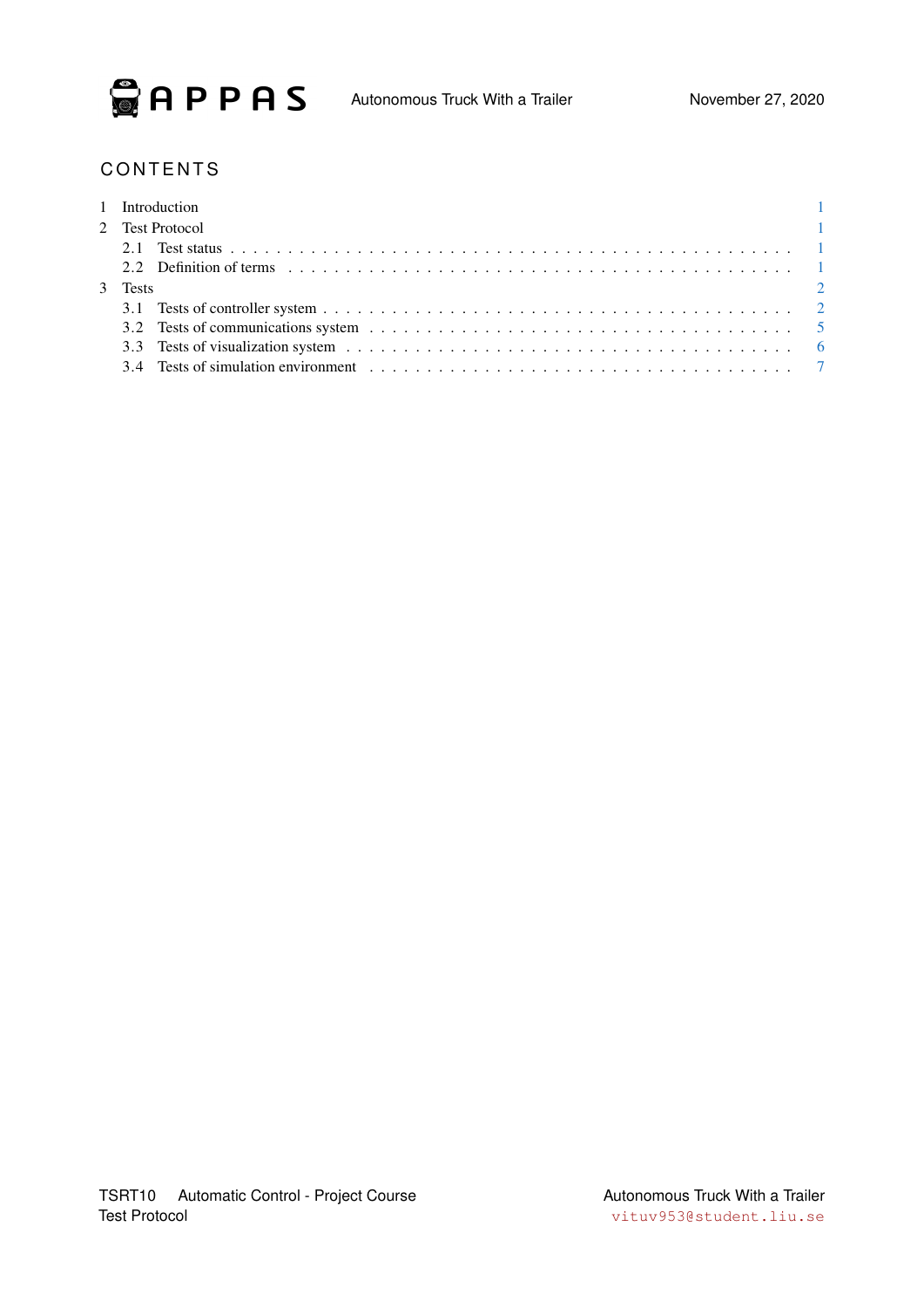# CONTENTS

1 Introduction 1

2 Test Protocol 1

2.1 Test status . . . . . . . . . . . . . . . . . . . . . . . . . . . . . . . . . . . . . . . . . . . . . . . 1

2.2 Definition of terms . . . . . . . . . . . . . . . . . . . . . . . . . . . . . . . . . . . . . . . . . . . 1

3 Tests 2

3.1 Tests of controller system . . . . . . . . . . . . . . . . . . . . . . . . . . . . . . . . . . . . . . . 2

3.2 Tests of communications system . . . . . . . . . . . . . . . . . . . . . . . . . . . . . . . . . . . 5

3.3 Tests of visualization system . . . . . . . . . . . . . . . . . . . . . . . . . . . . . . . . . . . . . 6

3.4 Tests of simulation environment . . . . . . . . . . . . . . . . . . . . . . . . . . . . . . . . . . . 7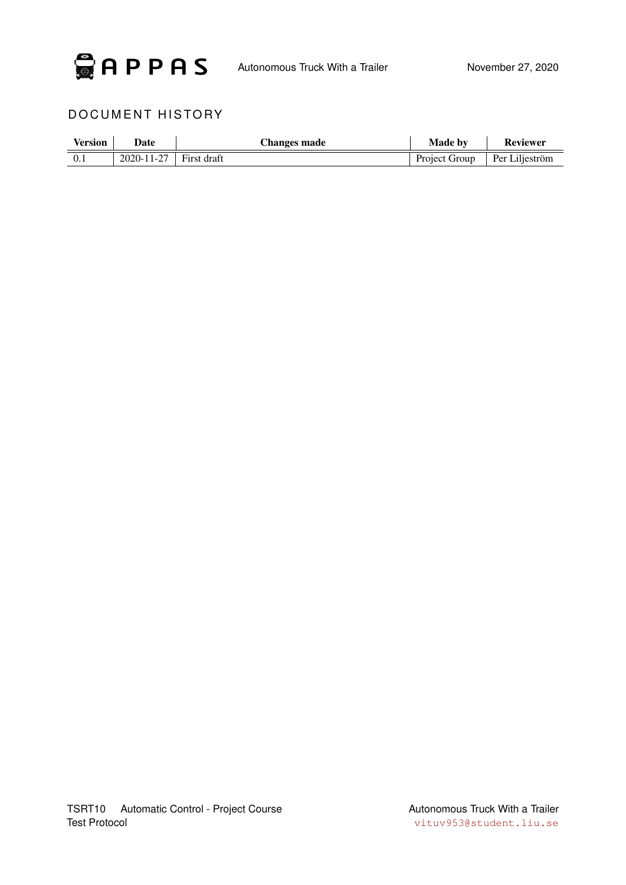## DOCUMENT HISTORY

| Version | Date | Changes made | Made by | Reviewer |
|---|---|---|---|---|
| 0.1 | 2020-11-27 | First draft | Project Group | Per Liljeström |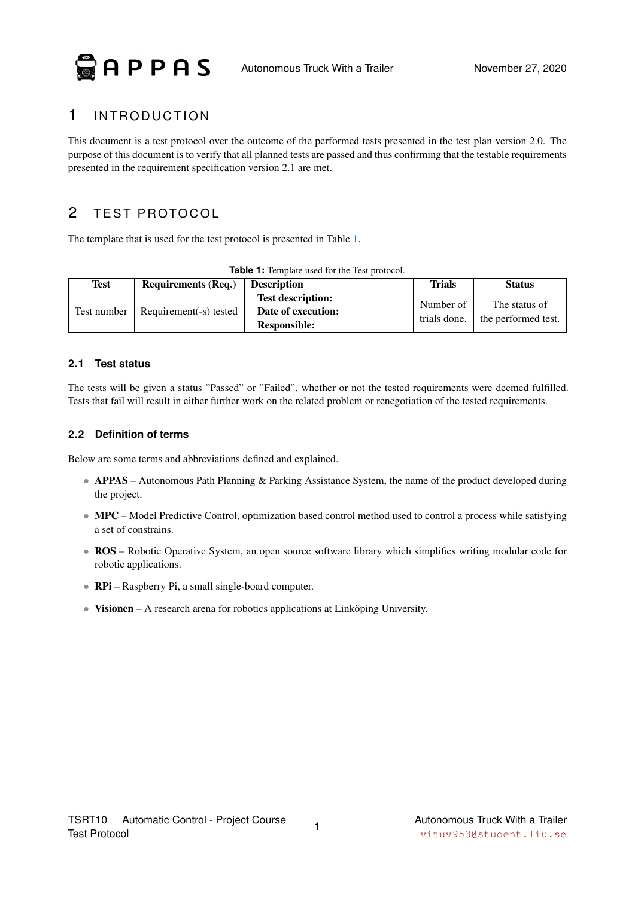# 1 INTRODUCTION

This document is a test protocol over the outcome of the performed tests presented in the test plan version 2.0. The purpose of this document is to verify that all planned tests are passed and thus confirming that the testable requirements presented in the requirement specification version 2.1 are met.

# 2 TEST PROTOCOL

The template that is used for the test protocol is presented in Table 1.

**Table 1:** Template used for the Test protocol.

| Test | Requirements (Req.) | Description | Trials | Status |
|---|---|---|---|---|
| Test number | Requirement(-s) tested | **Test description:** <br> **Date of execution:** <br> **Responsible:** | Number of trials done. | The status of the performed test. |

## 2.1 Test status

The tests will be given a status "Passed" or "Failed", whether or not the tested requirements were deemed fulfilled. Tests that fail will result in either further work on the related problem or renegotiation of the tested requirements.

## 2.2 Definition of terms

Below are some terms and abbreviations defined and explained.

- **APPAS** – Autonomous Path Planning & Parking Assistance System, the name of the product developed during the project.
- **MPC** – Model Predictive Control, optimization based control method used to control a process while satisfying a set of constrains.
- **ROS** – Robotic Operative System, an open source software library which simplifies writing modular code for robotic applications.
- **RPi** – Raspberry Pi, a small single-board computer.
- **Visionen** – A research arena for robotics applications at Linköping University.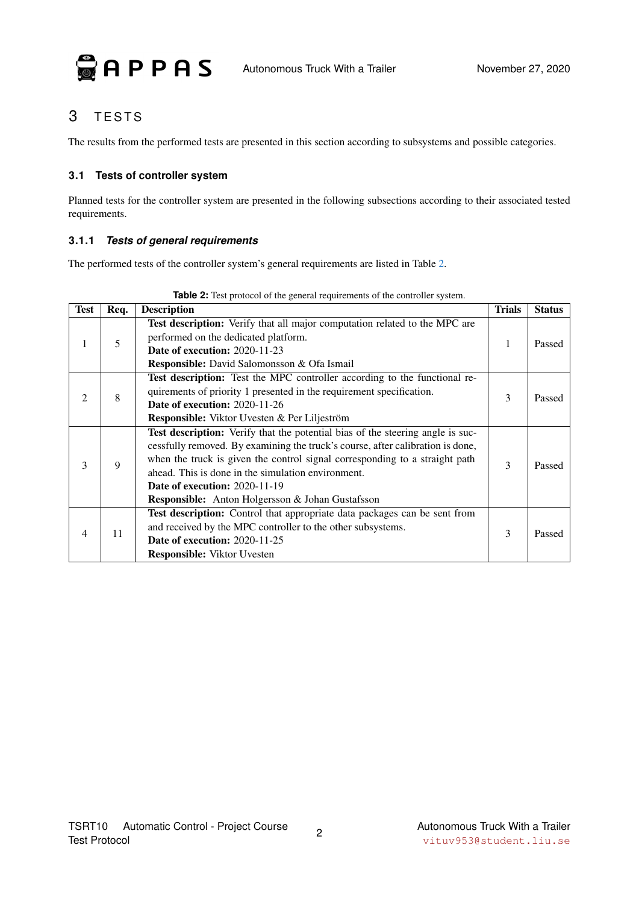# 3 TESTS

The results from the performed tests are presented in this section according to subsystems and possible categories.

## 3.1 Tests of controller system

Planned tests for the controller system are presented in the following subsections according to their associated tested requirements.

### 3.1.1 *Tests of general requirements*

The performed tests of the controller system's general requirements are listed in Table 2.

**Table 2:** Test protocol of the general requirements of the controller system.

| Test | Req. | Description | Trials | Status |
|---|---|---|---|---|
| 1 | 5 | **Test description:** Verify that all major computation related to the MPC are performed on the dedicated platform. **Date of execution:** 2020-11-23 **Responsible:** David Salomonsson & Ofa Ismail | 1 | Passed |
| 2 | 8 | **Test description:** Test the MPC controller according to the functional requirements of priority 1 presented in the requirement specification. **Date of execution:** 2020-11-26 **Responsible:** Viktor Uvesten & Per Liljeström | 3 | Passed |
| 3 | 9 | **Test description:** Verify that the potential bias of the steering angle is successfully removed. By examining the truck's course, after calibration is done, when the truck is given the control signal corresponding to a straight path ahead. This is done in the simulation environment. **Date of execution:** 2020-11-19 **Responsible:** Anton Holgersson & Johan Gustafsson | 3 | Passed |
| 4 | 11 | **Test description:** Control that appropriate data packages can be sent from and received by the MPC controller to the other subsystems. **Date of execution:** 2020-11-25 **Responsible:** Viktor Uvesten | 3 | Passed |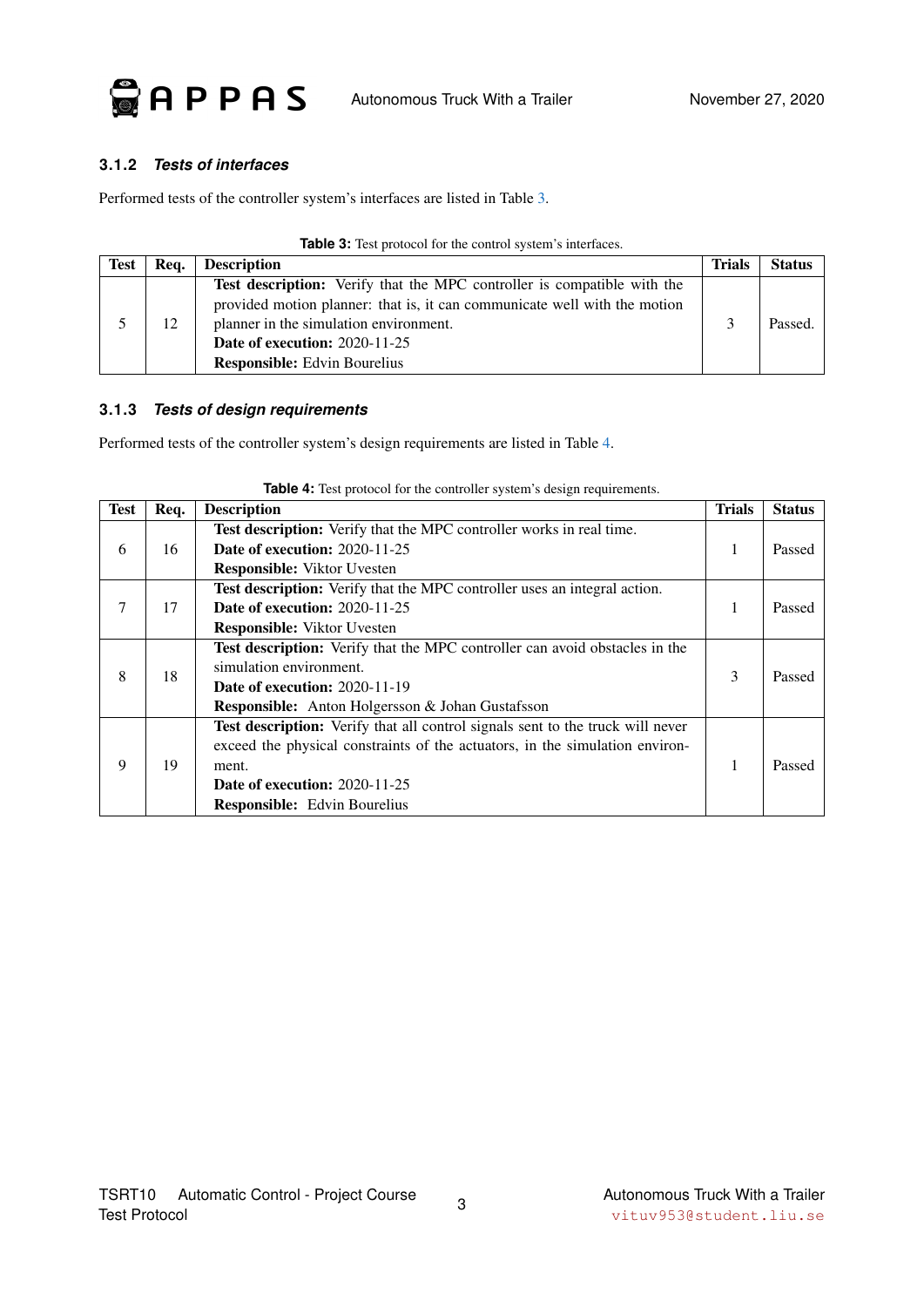### 3.1.2 *Tests of interfaces*

Performed tests of the controller system's interfaces are listed in Table 3.

**Table 3:** Test protocol for the control system's interfaces.

| Test | Req. | Description | Trials | Status |
|---|---|---|---|---|
| 5 | 12 | **Test description:** Verify that the MPC controller is compatible with the provided motion planner: that is, it can communicate well with the motion planner in the simulation environment.<br>**Date of execution:** 2020-11-25<br>**Responsible:** Edvin Bourelius | 3 | Passed. |

### 3.1.3 *Tests of design requirements*

Performed tests of the controller system's design requirements are listed in Table 4.

**Table 4:** Test protocol for the controller system's design requirements.

| Test | Req. | Description | Trials | Status |
|---|---|---|---|---|
| 6 | 16 | **Test description:** Verify that the MPC controller works in real time.<br>**Date of execution:** 2020-11-25<br>**Responsible:** Viktor Uvesten | 1 | Passed |
| 7 | 17 | **Test description:** Verify that the MPC controller uses an integral action.<br>**Date of execution:** 2020-11-25<br>**Responsible:** Viktor Uvesten | 1 | Passed |
| 8 | 18 | **Test description:** Verify that the MPC controller can avoid obstacles in the simulation environment.<br>**Date of execution:** 2020-11-19<br>**Responsible:** Anton Holgersson & Johan Gustafsson | 3 | Passed |
| 9 | 19 | **Test description:** Verify that all control signals sent to the truck will never exceed the physical constraints of the actuators, in the simulation environment.<br>**Date of execution:** 2020-11-25<br>**Responsible:** Edvin Bourelius | 1 | Passed |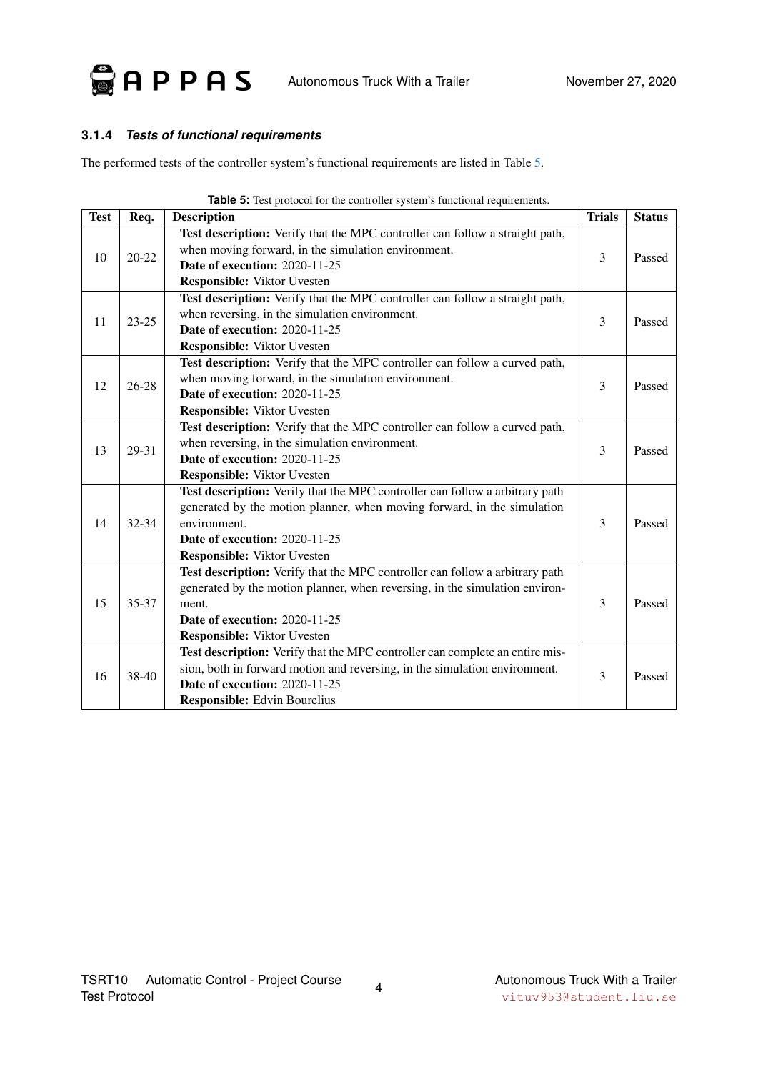### 3.1.4 *Tests of functional requirements*

The performed tests of the controller system's functional requirements are listed in Table 5.

**Table 5:** Test protocol for the controller system's functional requirements.

| Test | Req. | Description | Trials | Status |
|---|---|---|---|---|
| 10 | 20-22 | **Test description:** Verify that the MPC controller can follow a straight path, when moving forward, in the simulation environment. **Date of execution:** 2020-11-25 **Responsible:** Viktor Uvesten | 3 | Passed |
| 11 | 23-25 | **Test description:** Verify that the MPC controller can follow a straight path, when reversing, in the simulation environment. **Date of execution:** 2020-11-25 **Responsible:** Viktor Uvesten | 3 | Passed |
| 12 | 26-28 | **Test description:** Verify that the MPC controller can follow a curved path, when moving forward, in the simulation environment. **Date of execution:** 2020-11-25 **Responsible:** Viktor Uvesten | 3 | Passed |
| 13 | 29-31 | **Test description:** Verify that the MPC controller can follow a curved path, when reversing, in the simulation environment. **Date of execution:** 2020-11-25 **Responsible:** Viktor Uvesten | 3 | Passed |
| 14 | 32-34 | **Test description:** Verify that the MPC controller can follow a arbitrary path generated by the motion planner, when moving forward, in the simulation environment. **Date of execution:** 2020-11-25 **Responsible:** Viktor Uvesten | 3 | Passed |
| 15 | 35-37 | **Test description:** Verify that the MPC controller can follow a arbitrary path generated by the motion planner, when reversing, in the simulation environment. **Date of execution:** 2020-11-25 **Responsible:** Viktor Uvesten | 3 | Passed |
| 16 | 38-40 | **Test description:** Verify that the MPC controller can complete an entire mission, both in forward motion and reversing, in the simulation environment. **Date of execution:** 2020-11-25 **Responsible:** Edvin Bourelius | 3 | Passed |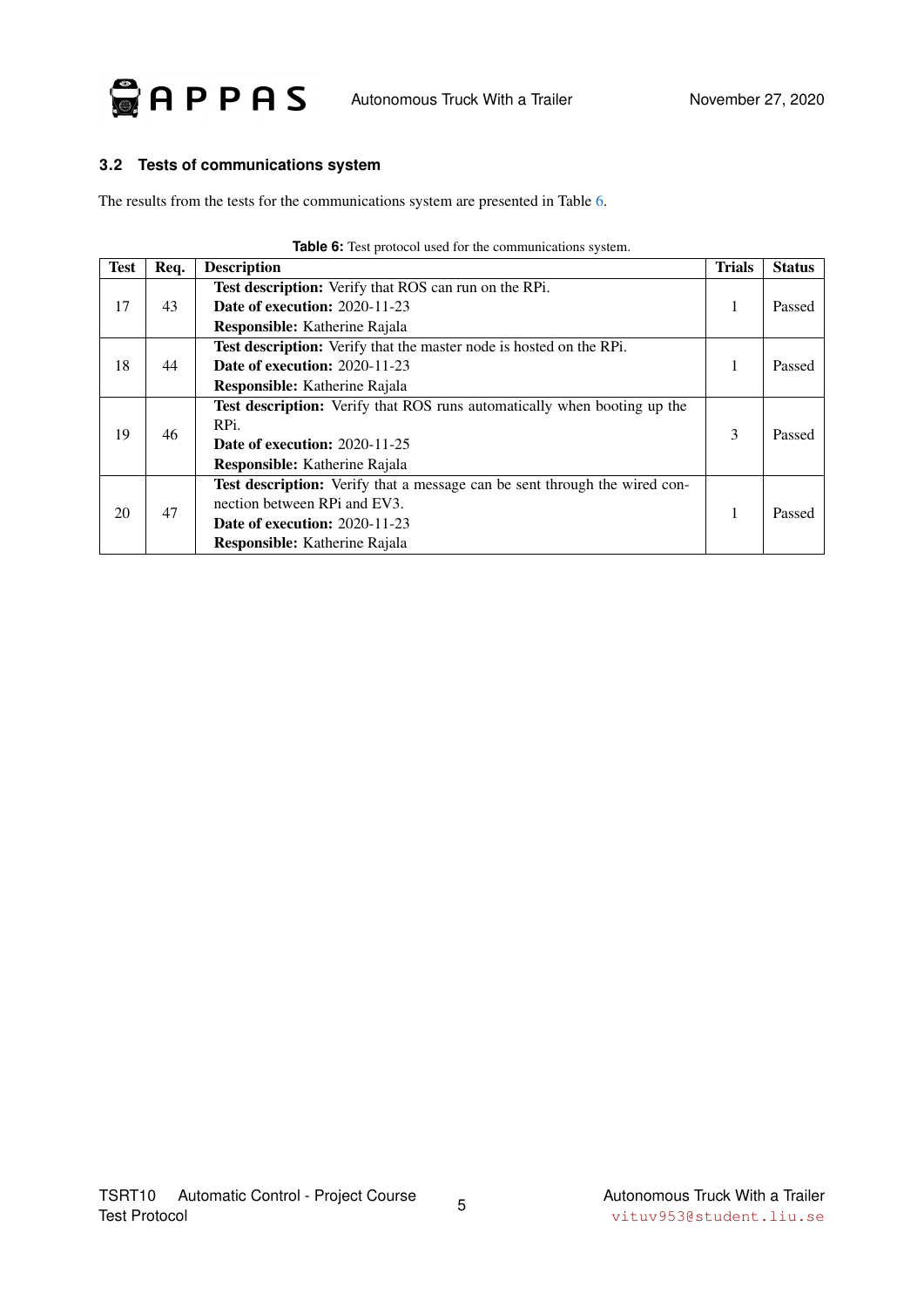### 3.2 Tests of communications system

The results from the tests for the communications system are presented in Table 6.

**Table 6:** Test protocol used for the communications system.

| Test | Req. | Description | Trials | Status |
|---|---|---|---|---|
| 17 | 43 | **Test description:** Verify that ROS can run on the RPi. **Date of execution:** 2020-11-23 **Responsible:** Katherine Rajala | 1 | Passed |
| 18 | 44 | **Test description:** Verify that the master node is hosted on the RPi. **Date of execution:** 2020-11-23 **Responsible:** Katherine Rajala | 1 | Passed |
| 19 | 46 | **Test description:** Verify that ROS runs automatically when booting up the RPi. **Date of execution:** 2020-11-25 **Responsible:** Katherine Rajala | 3 | Passed |
| 20 | 47 | **Test description:** Verify that a message can be sent through the wired connection between RPi and EV3. **Date of execution:** 2020-11-23 **Responsible:** Katherine Rajala | 1 | Passed |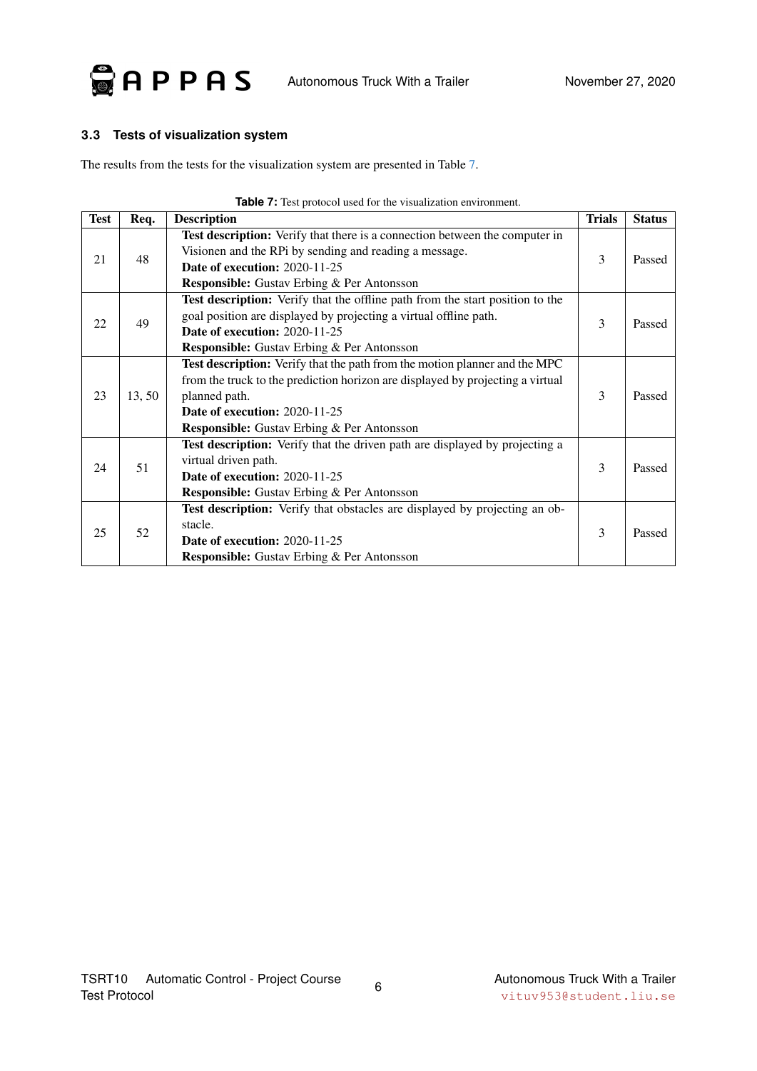### 3.3 Tests of visualization system

The results from the tests for the visualization system are presented in Table 7.

**Table 7:** Test protocol used for the visualization environment.

| Test | Req. | Description | Trials | Status |
|---|---|---|---|---|
| 21 | 48 | **Test description:** Verify that there is a connection between the computer in Visionen and the RPi by sending and reading a message.<br>**Date of execution:** 2020-11-25<br>**Responsible:** Gustav Erbing & Per Antonsson | 3 | Passed |
| 22 | 49 | **Test description:** Verify that the offline path from the start position to the goal position are displayed by projecting a virtual offline path.<br>**Date of execution:** 2020-11-25<br>**Responsible:** Gustav Erbing & Per Antonsson | 3 | Passed |
| 23 | 13, 50 | **Test description:** Verify that the path from the motion planner and the MPC from the truck to the prediction horizon are displayed by projecting a virtual planned path.<br>**Date of execution:** 2020-11-25<br>**Responsible:** Gustav Erbing & Per Antonsson | 3 | Passed |
| 24 | 51 | **Test description:** Verify that the driven path are displayed by projecting a virtual driven path.<br>**Date of execution:** 2020-11-25<br>**Responsible:** Gustav Erbing & Per Antonsson | 3 | Passed |
| 25 | 52 | **Test description:** Verify that obstacles are displayed by projecting an obstacle.<br>**Date of execution:** 2020-11-25<br>**Responsible:** Gustav Erbing & Per Antonsson | 3 | Passed |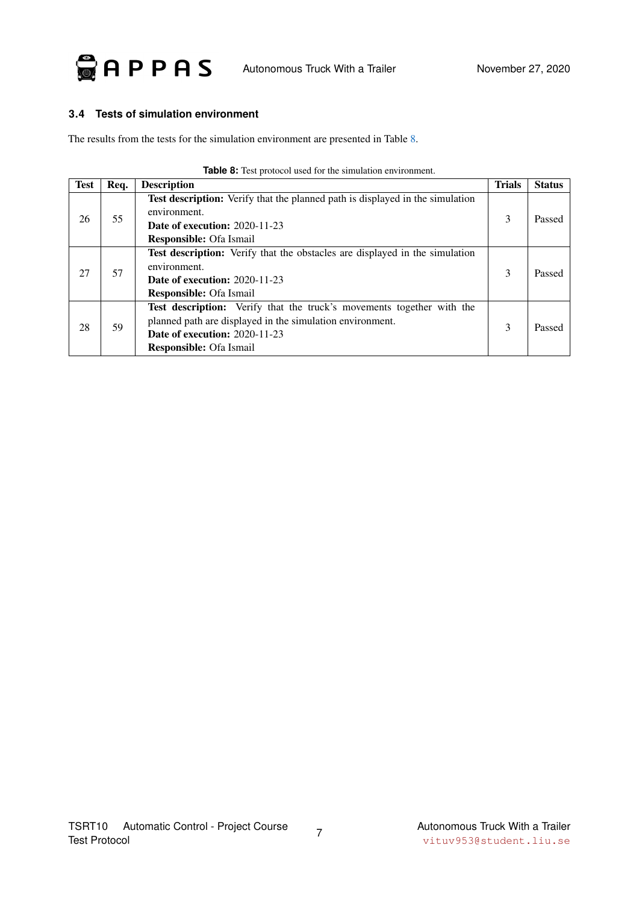### 3.4 Tests of simulation environment

The results from the tests for the simulation environment are presented in Table 8.

**Table 8:** Test protocol used for the simulation environment.

| Test | Req. | Description | Trials | Status |
|---|---|---|---|---|
| 26 | 55 | **Test description:** Verify that the planned path is displayed in the simulation environment.<br>**Date of execution:** 2020-11-23<br>**Responsible:** Ofa Ismail | 3 | Passed |
| 27 | 57 | **Test description:** Verify that the obstacles are displayed in the simulation environment.<br>**Date of execution:** 2020-11-23<br>**Responsible:** Ofa Ismail | 3 | Passed |
| 28 | 59 | **Test description:** Verify that the truck's movements together with the planned path are displayed in the simulation environment.<br>**Date of execution:** 2020-11-23<br>**Responsible:** Ofa Ismail | 3 | Passed |